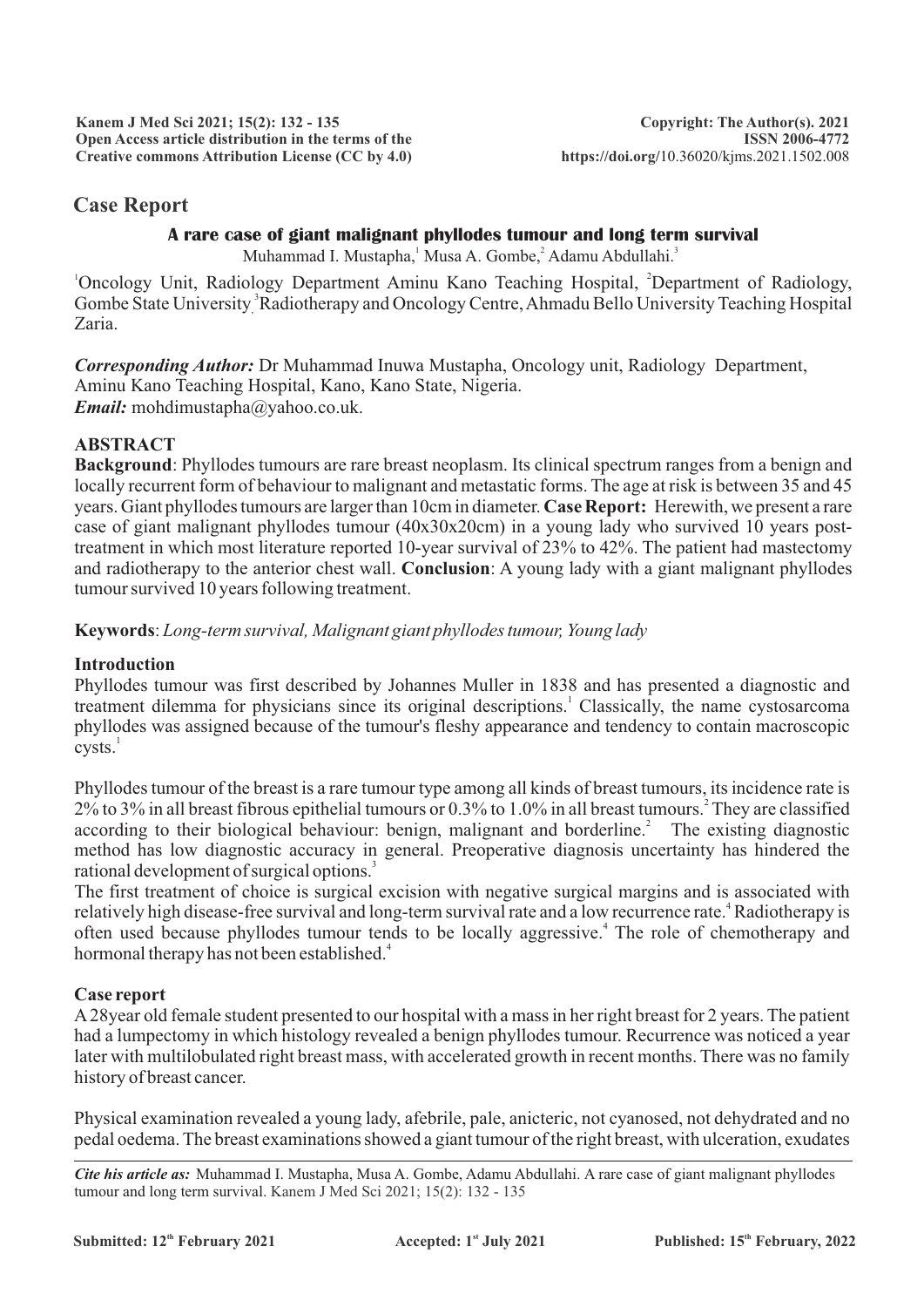## Case Report

### A rare case of giant malignant phyllodes tumour and long term survival

Muhammad I. Mustapha,[1] Musa A. Gombe,[2] Adamu Abdullahi.[3]

[1]Oncology Unit, Radiology Department Aminu Kano Teaching Hospital, [2]Department of Radiology, Gombe State University, [3]Radiotherapy and Oncology Centre, Ahmadu Bello University Teaching Hospital Zaria.

***Corresponding Author:*** Dr Muhammad Inuwa Mustapha, Oncology unit, Radiology Department, Aminu Kano Teaching Hospital, Kano, Kano State, Nigeria.
***Email:*** mohdimustapha@yahoo.co.uk.

**ABSTRACT**

**Background**: Phyllodes tumours are rare breast neoplasm. Its clinical spectrum ranges from a benign and locally recurrent form of behaviour to malignant and metastatic forms. The age at risk is between 35 and 45 years. Giant phyllodes tumours are larger than 10cm in diameter. **Case Report:** Herewith, we present a rare case of giant malignant phyllodes tumour (40x30x20cm) in a young lady who survived 10 years post-treatment in which most literature reported 10-year survival of 23% to 42%. The patient had mastectomy and radiotherapy to the anterior chest wall. **Conclusion**: A young lady with a giant malignant phyllodes tumour survived 10 years following treatment.

**Keywords**: *Long-term survival, Malignant giant phyllodes tumour, Young lady*

### Introduction

Phyllodes tumour was first described by Johannes Muller in 1838 and has presented a diagnostic and treatment dilemma for physicians since its original descriptions.[1] Classically, the name cystosarcoma phyllodes was assigned because of the tumour's fleshy appearance and tendency to contain macroscopic cysts.[1]

Phyllodes tumour of the breast is a rare tumour type among all kinds of breast tumours, its incidence rate is 2% to 3% in all breast fibrous epithelial tumours or 0.3% to 1.0% in all breast tumours.[2] They are classified according to their biological behaviour: benign, malignant and borderline.[2] The existing diagnostic method has low diagnostic accuracy in general. Preoperative diagnosis uncertainty has hindered the rational development of surgical options.[3]

The first treatment of choice is surgical excision with negative surgical margins and is associated with relatively high disease-free survival and long-term survival rate and a low recurrence rate.[4] Radiotherapy is often used because phyllodes tumour tends to be locally aggressive.[4] The role of chemotherapy and hormonal therapy has not been established.[4]

### Case report

A 28year old female student presented to our hospital with a mass in her right breast for 2 years. The patient had a lumpectomy in which histology revealed a benign phyllodes tumour. Recurrence was noticed a year later with multilobulated right breast mass, with accelerated growth in recent months. There was no family history of breast cancer.

Physical examination revealed a young lady, afebrile, pale, anicteric, not cyanosed, not dehydrated and no pedal oedema. The breast examinations showed a giant tumour of the right breast, with ulceration, exudates

*Cite his article as:* Muhammad I. Mustapha, Musa A. Gombe, Adamu Abdullahi. A rare case of giant malignant phyllodes tumour and long term survival. Kanem J Med Sci 2021; 15(2): 132 - 135

**Submitted: 12th February 2021** **Accepted: 1st July 2021** **Published: 15th February, 2022**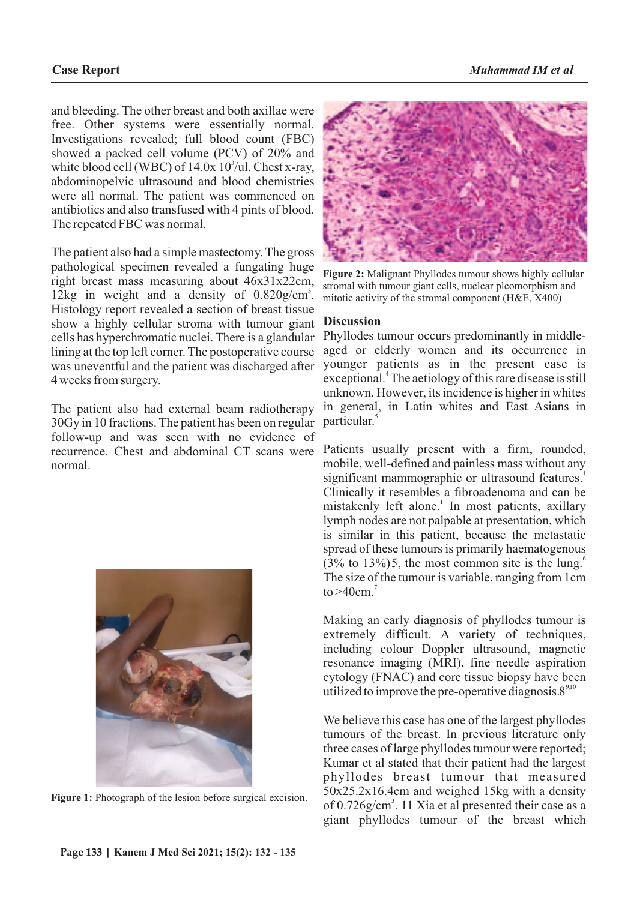and bleeding. The other breast and both axillae were free. Other systems were essentially normal. Investigations revealed; full blood count (FBC) showed a packed cell volume (PCV) of 20% and white blood cell (WBC) of 14.0x $10^3$/ul. Chest x-ray, abdominopelvic ultrasound and blood chemistries were all normal. The patient was commenced on antibiotics and also transfused with 4 pints of blood. The repeated FBC was normal.

The patient also had a simple mastectomy. The gross pathological specimen revealed a fungating huge right breast mass measuring about 46x31x22cm, 12kg in weight and a density of 0.820g/$cm^3$. Histology report revealed a section of breast tissue show a highly cellular stroma with tumour giant cells has hyperchromatic nuclei. There is a glandular lining at the top left corner. The postoperative course was uneventful and the patient was discharged after 4 weeks from surgery.

The patient also had external beam radiotherapy 30Gy in 10 fractions. The patient has been on regular follow-up and was seen with no evidence of recurrence. Chest and abdominal CT scans were normal.

**Figure 1:** Photograph of the lesion before surgical excision.

**Figure 2:** Malignant Phyllodes tumour shows highly cellular stromal with tumour giant cells, nuclear pleomorphism and mitotic activity of the stromal component (H&E, X400)

## Discussion

Phyllodes tumour occurs predominantly in middle-aged or elderly women and its occurrence in younger patients as in the present case is exceptional.[4] The aetiology of this rare disease is still unknown. However, its incidence is higher in whites in general, in Latin whites and East Asians in particular.[5]

Patients usually present with a firm, rounded, mobile, well-defined and painless mass without any significant mammographic or ultrasound features.[1] Clinically it resembles a fibroadenoma and can be mistakenly left alone.[1] In most patients, axillary lymph nodes are not palpable at presentation, which is similar in this patient, because the metastatic spread of these tumours is primarily haematogenous (3% to 13%)5, the most common site is the lung.[6] The size of the tumour is variable, ranging from 1cm to >40cm.[7]

Making an early diagnosis of phyllodes tumour is extremely difficult. A variety of techniques, including colour Doppler ultrasound, magnetic resonance imaging (MRI), fine needle aspiration cytology (FNAC) and core tissue biopsy have been utilized to improve the pre-operative diagnosis.8[9,10]

We believe this case has one of the largest phyllodes tumours of the breast. In previous literature only three cases of large phyllodes tumour were reported; Kumar et al stated that their patient had the largest phyllodes breast tumour that measured 50x25.2x16.4cm and weighed 15kg with a density of 0.726g/$cm^3$. 11 Xia et al presented their case as a giant phyllodes tumour of the breast which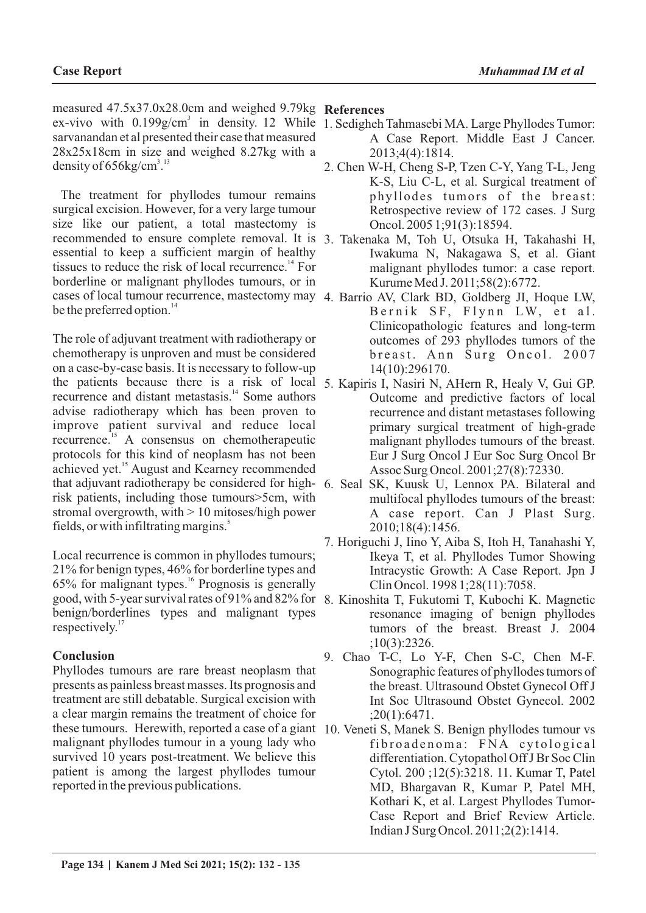measured 47.5x37.0x28.0cm and weighed 9.79kg ex-vivo with 0.199g/$cm^3$ in density. 12 While sarvanandan et al presented their case that measured 28x25x18cm in size and weighed 8.27kg with a density of 656kg/$cm^3$.[13]

The treatment for phyllodes tumour remains surgical excision. However, for a very large tumour size like our patient, a total mastectomy is recommended to ensure complete removal. It is essential to keep a sufficient margin of healthy tissues to reduce the risk of local recurrence.[14] For borderline or malignant phyllodes tumours, or in cases of local tumour recurrence, mastectomy may be the preferred option.[14]

The role of adjuvant treatment with radiotherapy or chemotherapy is unproven and must be considered on a case-by-case basis. It is necessary to follow-up the patients because there is a risk of local recurrence and distant metastasis.[14] Some authors advise radiotherapy which has been proven to improve patient survival and reduce local recurrence.[15] A consensus on chemotherapeutic protocols for this kind of neoplasm has not been achieved yet.[15] August and Kearney recommended that adjuvant radiotherapy be considered for high-risk patients, including those tumours>5cm, with stromal overgrowth, with > 10 mitoses/high power fields, or with infiltrating margins.[5]

Local recurrence is common in phyllodes tumours; 21% for benign types, 46% for borderline types and 65% for malignant types.[16] Prognosis is generally good, with 5-year survival rates of 91% and 82% for benign/borderlines types and malignant types respectively.[17]

## Conclusion

Phyllodes tumours are rare breast neoplasm that presents as painless breast masses. Its prognosis and treatment are still debatable. Surgical excision with a clear margin remains the treatment of choice for these tumours. Herewith, reported a case of a giant malignant phyllodes tumour in a young lady who survived 10 years post-treatment. We believe this patient is among the largest phyllodes tumour reported in the previous publications.

## References

1. Sedigheh Tahmasebi MA. Large Phyllodes Tumor: A Case Report. Middle East J Cancer. 2013;4(4):1814.
2. Chen W-H, Cheng S-P, Tzen C-Y, Yang T-L, Jeng K-S, Liu C-L, et al. Surgical treatment of phyllodes tumors of the breast: Retrospective review of 172 cases. J Surg Oncol. 2005 1;91(3):18594.
3. Takenaka M, Toh U, Otsuka H, Takahashi H, Iwakuma N, Nakagawa S, et al. Giant malignant phyllodes tumor: a case report. Kurume Med J. 2011;58(2):6772.
4. Barrio AV, Clark BD, Goldberg JI, Hoque LW, Bernik SF, Flynn LW, et al. Clinicopathologic features and long-term outcomes of 293 phyllodes tumors of the breast. Ann Surg Oncol. 2007 14(10):296170.
5. Kapiris I, Nasiri N, AHern R, Healy V, Gui GP. Outcome and predictive factors of local recurrence and distant metastases following primary surgical treatment of high-grade malignant phyllodes tumours of the breast. Eur J Surg Oncol J Eur Soc Surg Oncol Br Assoc Surg Oncol. 2001;27(8):72330.
6. Seal SK, Kuusk U, Lennox PA. Bilateral and multifocal phyllodes tumours of the breast: A case report. Can J Plast Surg. 2010;18(4):1456.
7. Horiguchi J, Iino Y, Aiba S, Itoh H, Tanahashi Y, Ikeya T, et al. Phyllodes Tumor Showing Intracystic Growth: A Case Report. Jpn J Clin Oncol. 1998 1;28(11):7058.
8. Kinoshita T, Fukutomi T, Kubochi K. Magnetic resonance imaging of benign phyllodes tumors of the breast. Breast J. 2004 ;10(3):2326.
9. Chao T-C, Lo Y-F, Chen S-C, Chen M-F. Sonographic features of phyllodes tumors of the breast. Ultrasound Obstet Gynecol Off J Int Soc Ultrasound Obstet Gynecol. 2002 ;20(1):6471.
10. Veneti S, Manek S. Benign phyllodes tumour vs fibroadenoma: FNA cytological differentiation. Cytopathol Off J Br Soc Clin Cytol. 200 ;12(5):3218. 11. Kumar T, Patel MD, Bhargavan R, Kumar P, Patel MH, Kothari K, et al. Largest Phyllodes Tumor- Case Report and Brief Review Article. Indian J Surg Oncol. 2011;2(2):1414.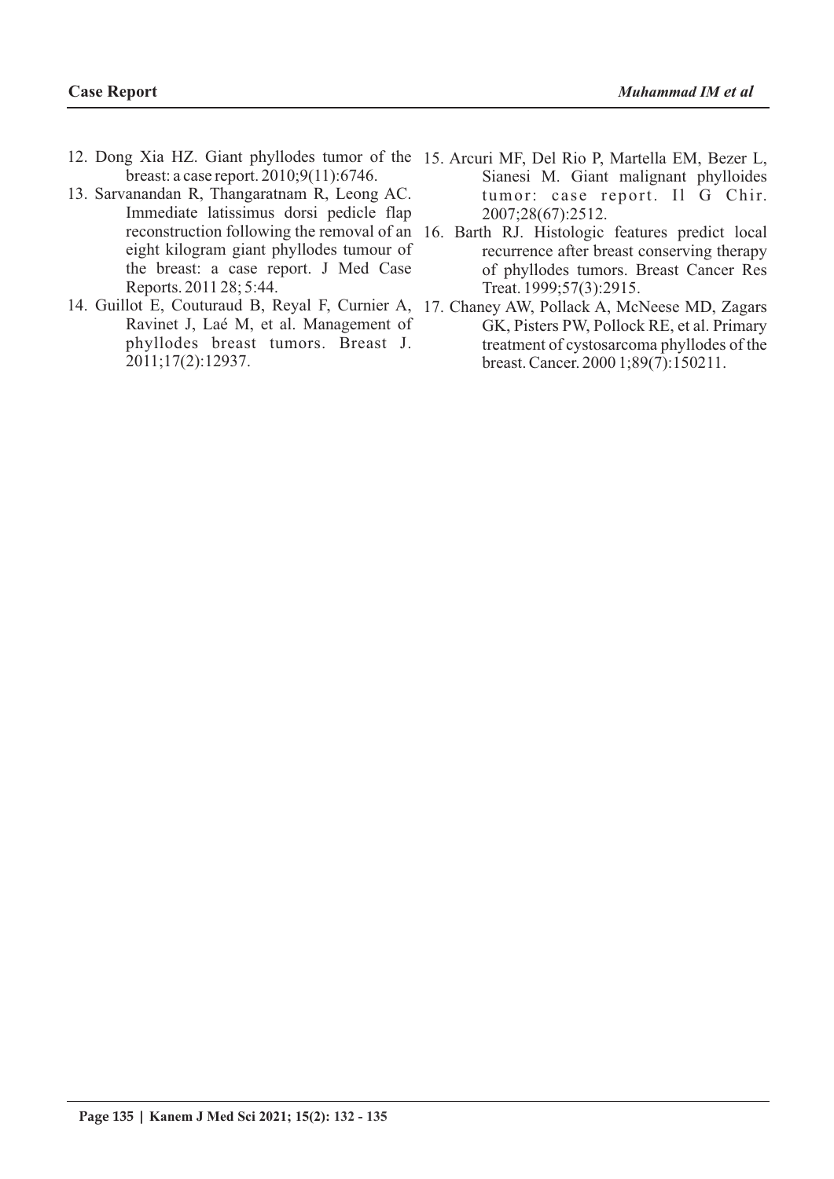12. Dong Xia HZ. Giant phyllodes tumor of the breast: a case report. 2010;9(11):6746.
13. Sarvanandan R, Thangaratnam R, Leong AC. Immediate latissimus dorsi pedicle flap reconstruction following the removal of an eight kilogram giant phyllodes tumour of the breast: a case report. J Med Case Reports. 2011 28; 5:44.
14. Guillot E, Couturaud B, Reyal F, Curnier A, Ravinet J, Laé M, et al. Management of phyllodes breast tumors. Breast J. 2011;17(2):12937.
15. Arcuri MF, Del Rio P, Martella EM, Bezer L, Sianesi M. Giant malignant phylloides tumor: case report. Il G Chir. 2007;28(67):2512.
16. Barth RJ. Histologic features predict local recurrence after breast conserving therapy of phyllodes tumors. Breast Cancer Res Treat. 1999;57(3):2915.
17. Chaney AW, Pollack A, McNeese MD, Zagars GK, Pisters PW, Pollock RE, et al. Primary treatment of cystosarcoma phyllodes of the breast. Cancer. 2000 1;89(7):150211.